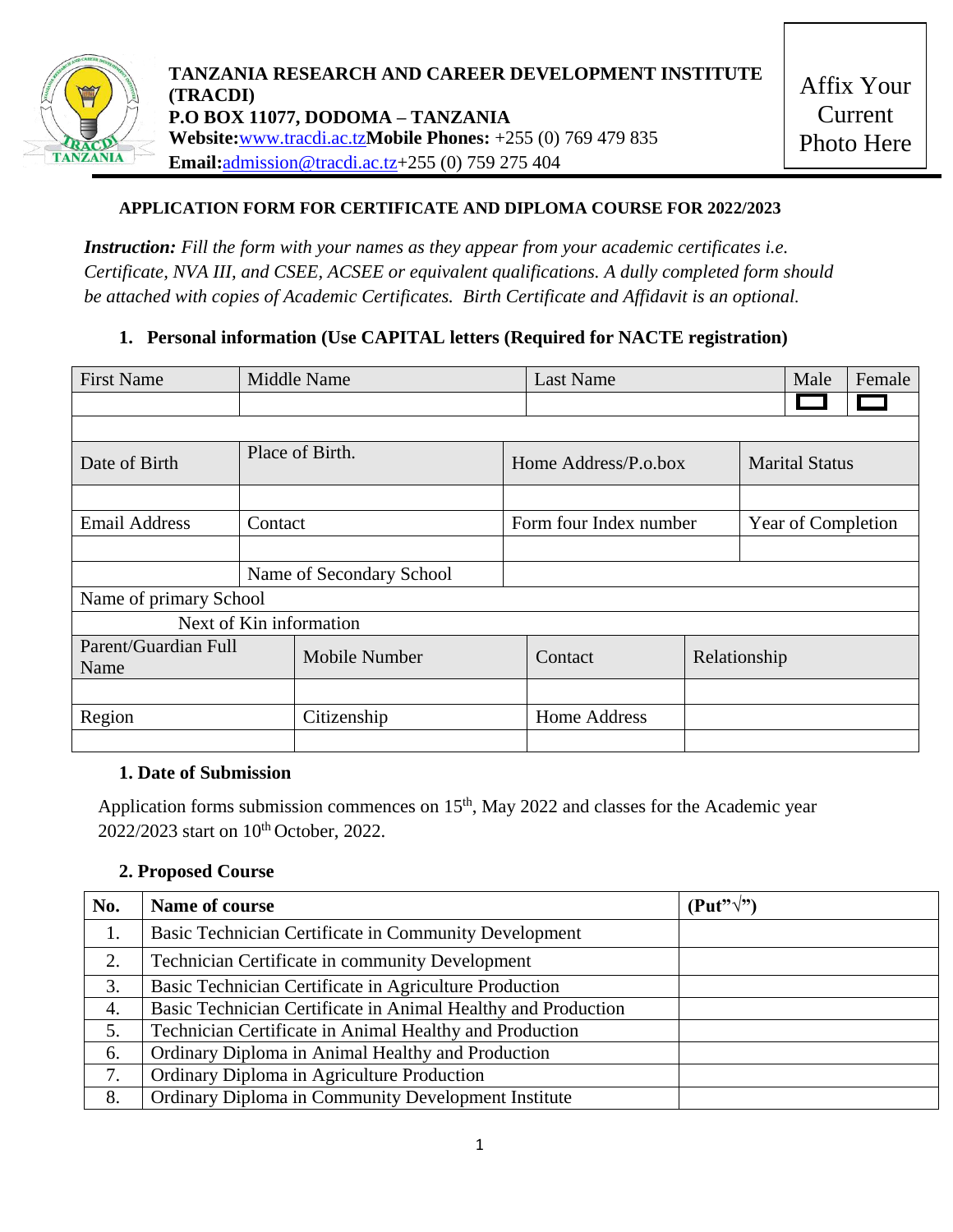**TANZANIA RESEARCH AND CAREER DEVELOPMENT INSTITUTE (TRACDI)**
**P.O BOX 11077, DODOMA – TANZANIA**
**Website:**www.tracdi.ac.tz**Mobile Phones:** +255 (0) 769 479 835
**Email:**admission@tracdi.ac.tz+255 (0) 759 275 404

Affix Your Current Photo Here

**APPLICATION FORM FOR CERTIFICATE AND DIPLOMA COURSE FOR 2022/2023**

***Instruction:** Fill the form with your names as they appear from your academic certificates i.e. Certificate, NVA III, and CSEE, ACSEE or equivalent qualifications. A dully completed form should be attached with copies of Academic Certificates. Birth Certificate and Affidavit is an optional.*

**1. Personal information (Use CAPITAL letters (Required for NACTE registration)**

| First Name | Middle Name | Last Name | Male | Female |
|---|---|---|---|---|
| | | | ☐ | ☐ |

| | | | |
|---|---|---|---|
| Date of Birth | Place of Birth. | Home Address/P.o.box | Marital Status |
| | | | |
| Email Address | Contact | Form four Index number | Year of Completion |
| | | | |
| | Name of Secondary School | | |
| Name of primary School | | | |
| Next of Kin information | | | |

| Parent/Guardian Full Name | Mobile Number | Contact | Relationship |
|---|---|---|---|
| | | | |
| Region | Citizenship | Home Address | |
| | | | |

**1. Date of Submission**

Application forms submission commences on 15th, May 2022 and classes for the Academic year 2022/2023 start on 10th October, 2022.

**2. Proposed Course**

| No. | Name of course | (Put"√") |
|---|---|---|
| 1. | Basic Technician Certificate in Community Development | |
| 2. | Technician Certificate in community Development | |
| 3. | Basic Technician Certificate in Agriculture Production | |
| 4. | Basic Technician Certificate in Animal Healthy and Production | |
| 5. | Technician Certificate in Animal Healthy and Production | |
| 6. | Ordinary Diploma in Animal Healthy and Production | |
| 7. | Ordinary Diploma in Agriculture Production | |
| 8. | Ordinary Diploma in Community Development Institute | |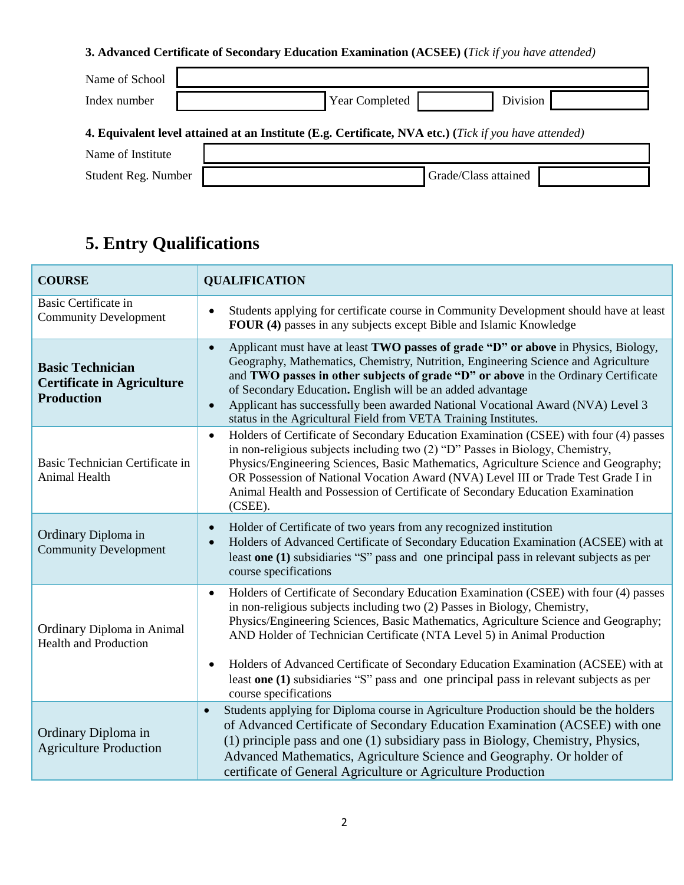**3. Advanced Certificate of Secondary Education Examination (ACSEE) (***Tick if you have attended)*

| Name of School | | | | | |
|---|---|---|---|---|---|
| Index number | | Year Completed | | Division | |

**4. Equivalent level attained at an Institute (E.g. Certificate, NVA etc.) (***Tick if you have attended)*

| Name of Institute | | | |
|---|---|---|---|
| Student Reg. Number | | Grade/Class attained | |

# 5. Entry Qualifications

| COURSE | QUALIFICATION |
|---|---|
| Basic Certificate in Community Development | • Students applying for certificate course in Community Development should have at least **FOUR (4)** passes in any subjects except Bible and Islamic Knowledge |
| **Basic Technician Certificate in Agriculture Production** | • Applicant must have at least **TWO passes of grade "D" or above** in Physics, Biology, Geography, Mathematics, Chemistry, Nutrition, Engineering Science and Agriculture and **TWO passes in other subjects of grade "D" or above** in the Ordinary Certificate of Secondary Education**.** English will be an added advantage<br>• Applicant has successfully been awarded National Vocational Award (NVA) Level 3 status in the Agricultural Field from VETA Training Institutes. |
| Basic Technician Certificate in Animal Health | • Holders of Certificate of Secondary Education Examination (CSEE) with four (4) passes in non-religious subjects including two (2) "D" Passes in Biology, Chemistry, Physics/Engineering Sciences, Basic Mathematics, Agriculture Science and Geography; OR Possession of National Vocation Award (NVA) Level III or Trade Test Grade I in Animal Health and Possession of Certificate of Secondary Education Examination (CSEE). |
| Ordinary Diploma in Community Development | • Holder of Certificate of two years from any recognized institution<br>• Holders of Advanced Certificate of Secondary Education Examination (ACSEE) with at least **one (1)** subsidiaries "S" pass and one principal pass in relevant subjects as per course specifications |
| Ordinary Diploma in Animal Health and Production | • Holders of Certificate of Secondary Education Examination (CSEE) with four (4) passes in non-religious subjects including two (2) Passes in Biology, Chemistry, Physics/Engineering Sciences, Basic Mathematics, Agriculture Science and Geography; AND Holder of Technician Certificate (NTA Level 5) in Animal Production<br>• Holders of Advanced Certificate of Secondary Education Examination (ACSEE) with at least **one (1)** subsidiaries "S" pass and one principal pass in relevant subjects as per course specifications |
| Ordinary Diploma in Agriculture Production | • Students applying for Diploma course in Agriculture Production should be the holders of Advanced Certificate of Secondary Education Examination (ACSEE) with one (1) principle pass and one (1) subsidiary pass in Biology, Chemistry, Physics, Advanced Mathematics, Agriculture Science and Geography. Or holder of certificate of General Agriculture or Agriculture Production |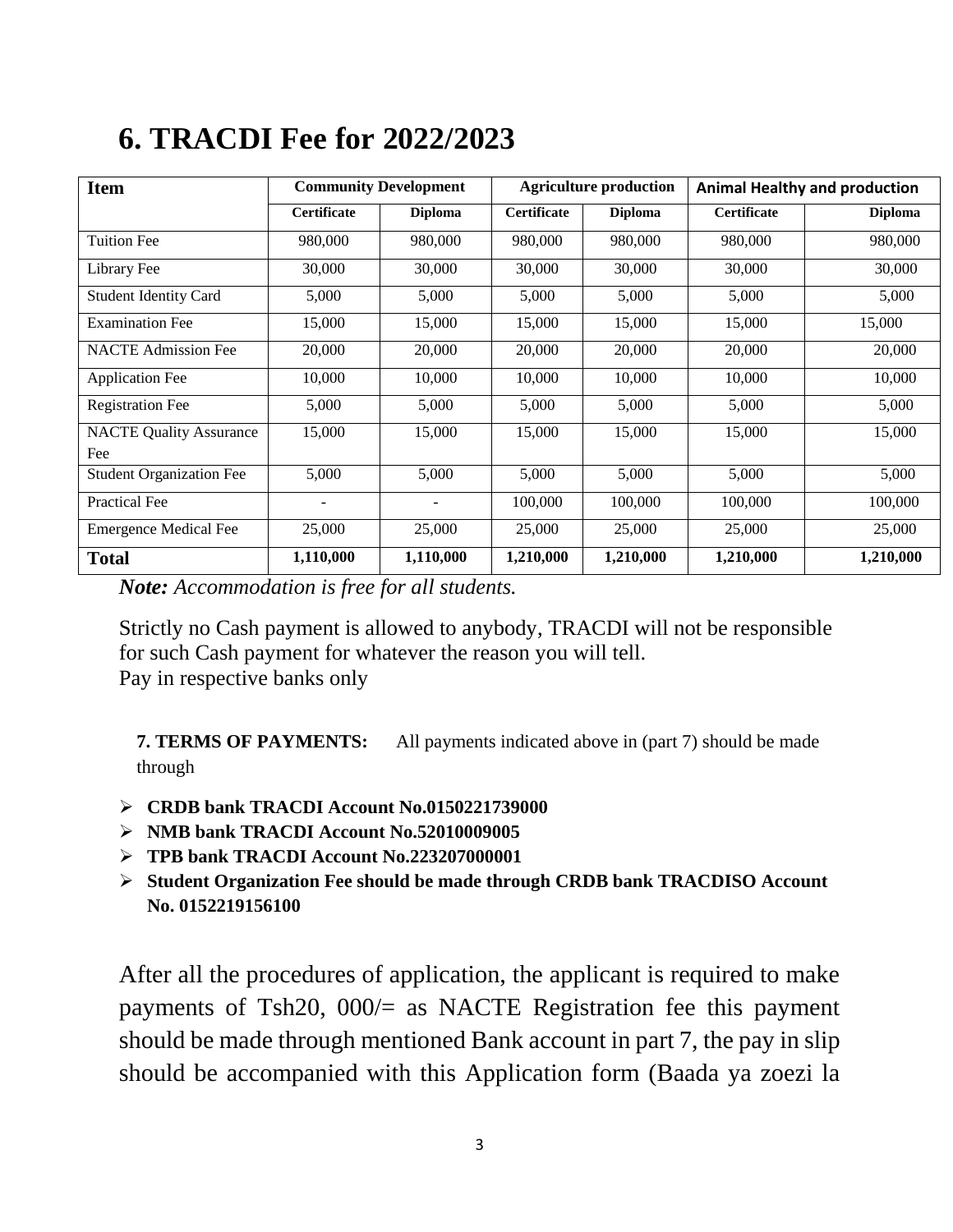# 6. TRACDI Fee for 2022/2023

| Item | Community Development | | Agriculture production | | Animal Healthy and production | |
|---|---|---|---|---|---|---|
| | Certificate | Diploma | Certificate | Diploma | Certificate | Diploma |
| Tuition Fee | 980,000 | 980,000 | 980,000 | 980,000 | 980,000 | 980,000 |
| Library Fee | 30,000 | 30,000 | 30,000 | 30,000 | 30,000 | 30,000 |
| Student Identity Card | 5,000 | 5,000 | 5,000 | 5,000 | 5,000 | 5,000 |
| Examination Fee | 15,000 | 15,000 | 15,000 | 15,000 | 15,000 | 15,000 |
| NACTE Admission Fee | 20,000 | 20,000 | 20,000 | 20,000 | 20,000 | 20,000 |
| Application Fee | 10,000 | 10,000 | 10,000 | 10,000 | 10,000 | 10,000 |
| Registration Fee | 5,000 | 5,000 | 5,000 | 5,000 | 5,000 | 5,000 |
| NACTE Quality Assurance Fee | 15,000 | 15,000 | 15,000 | 15,000 | 15,000 | 15,000 |
| Student Organization Fee | 5,000 | 5,000 | 5,000 | 5,000 | 5,000 | 5,000 |
| Practical Fee | - | - | 100,000 | 100,000 | 100,000 | 100,000 |
| Emergence Medical Fee | 25,000 | 25,000 | 25,000 | 25,000 | 25,000 | 25,000 |
| **Total** | **1,110,000** | **1,110,000** | **1,210,000** | **1,210,000** | **1,210,000** | **1,210,000** |

***Note:*** *Accommodation is free for all students.*

Strictly no Cash payment is allowed to anybody, TRACDI will not be responsible for such Cash payment for whatever the reason you will tell.
Pay in respective banks only

**7. TERMS OF PAYMENTS:** All payments indicated above in (part 7) should be made through

- **CRDB bank TRACDI Account No.0150221739000**
- **NMB bank TRACDI Account No.52010009005**
- **TPB bank TRACDI Account No.223207000001**
- **Student Organization Fee should be made through CRDB bank TRACDISO Account No. 0152219156100**

After all the procedures of application, the applicant is required to make payments of Tsh20, 000/= as NACTE Registration fee this payment should be made through mentioned Bank account in part 7, the pay in slip should be accompanied with this Application form (Baada ya zoezi la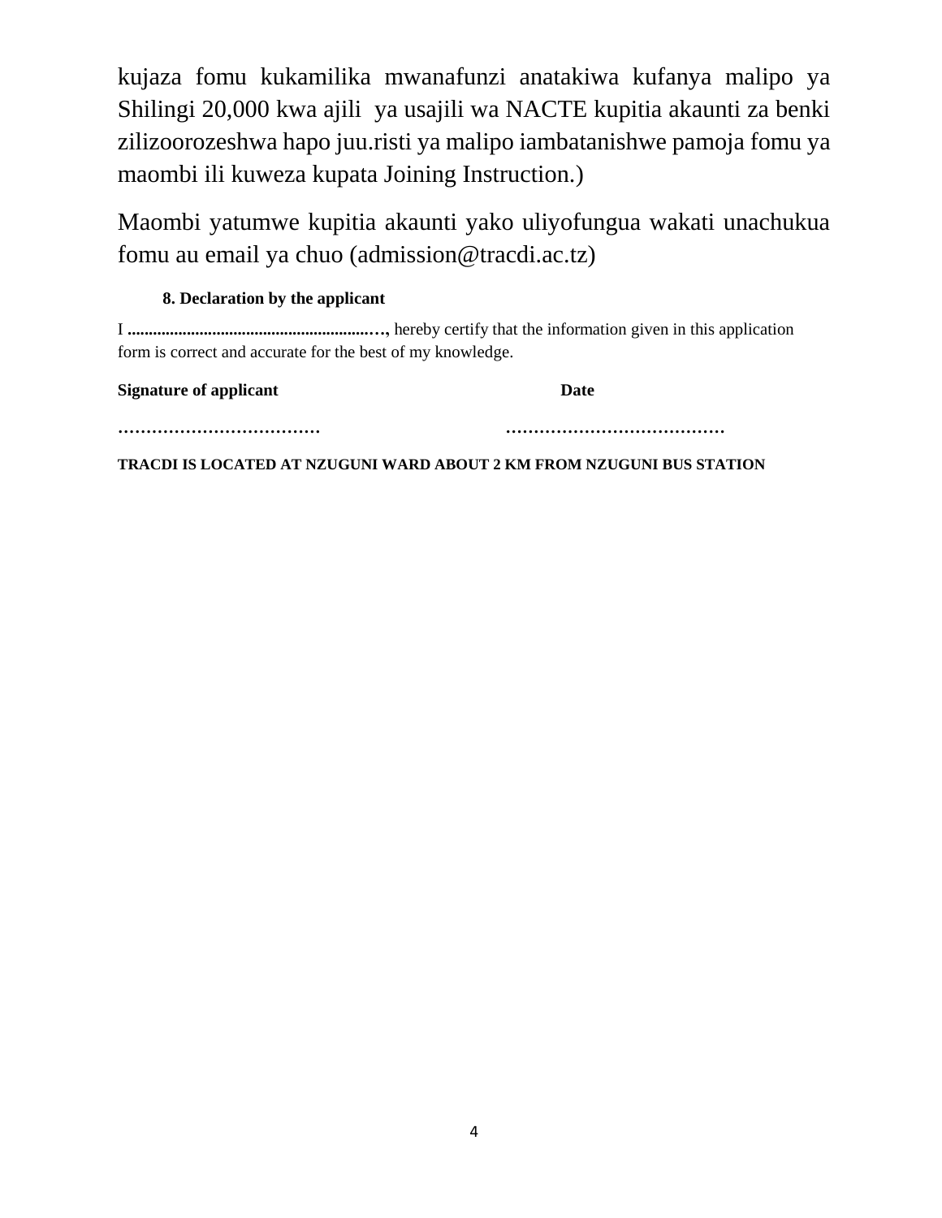kujaza fomu kukamilika mwanafunzi anatakiwa kufanya malipo ya Shilingi 20,000 kwa ajili ya usajili wa NACTE kupitia akaunti za benki zilizoorozeshwa hapo juu.risti ya malipo iambatanishwe pamoja fomu ya maombi ili kuweza kupata Joining Instruction.)

Maombi yatumwe kupitia akaunti yako uliyofungua wakati unachukua fomu au email ya chuo (admission@tracdi.ac.tz)

**8. Declaration by the applicant**

I **…………………………………………………,** hereby certify that the information given in this application form is correct and accurate for the best of my knowledge.

**Signature of applicant** **Date**

**………………………………** **…………………………………**

**TRACDI IS LOCATED AT NZUGUNI WARD ABOUT 2 KM FROM NZUGUNI BUS STATION**